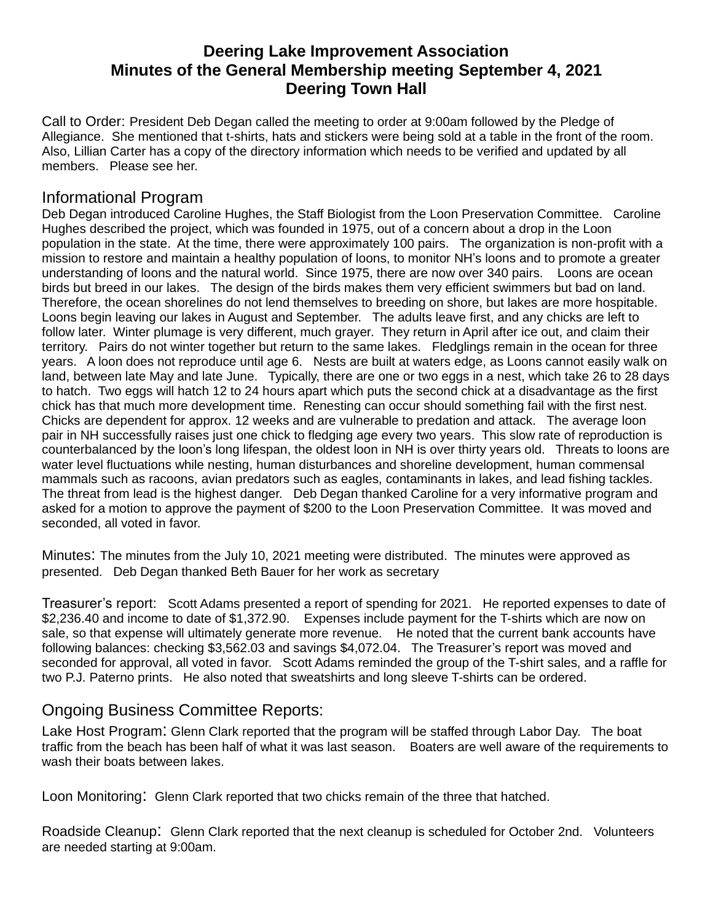# Deering Lake Improvement Association
## Minutes of the General Membership meeting September 4, 2021
## Deering Town Hall

Call to Order: President Deb Degan called the meeting to order at 9:00am followed by the Pledge of Allegiance. She mentioned that t-shirts, hats and stickers were being sold at a table in the front of the room. Also, Lillian Carter has a copy of the directory information which needs to be verified and updated by all members. Please see her.

## Informational Program

Deb Degan introduced Caroline Hughes, the Staff Biologist from the Loon Preservation Committee. Caroline Hughes described the project, which was founded in 1975, out of a concern about a drop in the Loon population in the state. At the time, there were approximately 100 pairs. The organization is non-profit with a mission to restore and maintain a healthy population of loons, to monitor NH's loons and to promote a greater understanding of loons and the natural world. Since 1975, there are now over 340 pairs. Loons are ocean birds but breed in our lakes. The design of the birds makes them very efficient swimmers but bad on land. Therefore, the ocean shorelines do not lend themselves to breeding on shore, but lakes are more hospitable. Loons begin leaving our lakes in August and September. The adults leave first, and any chicks are left to follow later. Winter plumage is very different, much grayer. They return in April after ice out, and claim their territory. Pairs do not winter together but return to the same lakes. Fledglings remain in the ocean for three years. A loon does not reproduce until age 6. Nests are built at waters edge, as Loons cannot easily walk on land, between late May and late June. Typically, there are one or two eggs in a nest, which take 26 to 28 days to hatch. Two eggs will hatch 12 to 24 hours apart which puts the second chick at a disadvantage as the first chick has that much more development time. Renesting can occur should something fail with the first nest. Chicks are dependent for approx. 12 weeks and are vulnerable to predation and attack. The average loon pair in NH successfully raises just one chick to fledging age every two years. This slow rate of reproduction is counterbalanced by the loon's long lifespan, the oldest loon in NH is over thirty years old. Threats to loons are water level fluctuations while nesting, human disturbances and shoreline development, human commensal mammals such as racoons, avian predators such as eagles, contaminants in lakes, and lead fishing tackles. The threat from lead is the highest danger. Deb Degan thanked Caroline for a very informative program and asked for a motion to approve the payment of $200 to the Loon Preservation Committee. It was moved and seconded, all voted in favor.

Minutes: The minutes from the July 10, 2021 meeting were distributed. The minutes were approved as presented. Deb Degan thanked Beth Bauer for her work as secretary

Treasurer's report: Scott Adams presented a report of spending for 2021. He reported expenses to date of $2,236.40 and income to date of $1,372.90. Expenses include payment for the T-shirts which are now on sale, so that expense will ultimately generate more revenue. He noted that the current bank accounts have following balances: checking $3,562.03 and savings $4,072.04. The Treasurer's report was moved and seconded for approval, all voted in favor. Scott Adams reminded the group of the T-shirt sales, and a raffle for two P.J. Paterno prints. He also noted that sweatshirts and long sleeve T-shirts can be ordered.

## Ongoing Business Committee Reports:

Lake Host Program: Glenn Clark reported that the program will be staffed through Labor Day. The boat traffic from the beach has been half of what it was last season. Boaters are well aware of the requirements to wash their boats between lakes.

Loon Monitoring: Glenn Clark reported that two chicks remain of the three that hatched.

Roadside Cleanup: Glenn Clark reported that the next cleanup is scheduled for October 2nd. Volunteers are needed starting at 9:00am.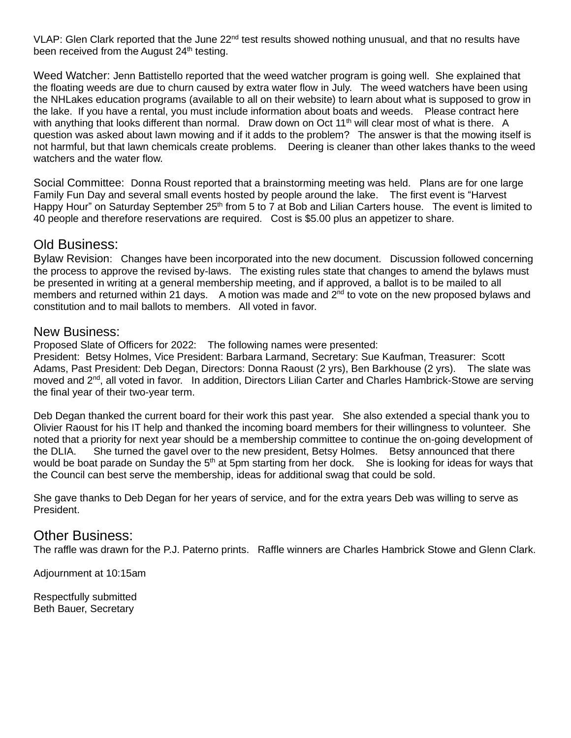VLAP: Glen Clark reported that the June 22nd test results showed nothing unusual, and that no results have been received from the August 24th testing.

Weed Watcher: Jenn Battistello reported that the weed watcher program is going well. She explained that the floating weeds are due to churn caused by extra water flow in July. The weed watchers have been using the NHLakes education programs (available to all on their website) to learn about what is supposed to grow in the lake. If you have a rental, you must include information about boats and weeds. Please contract here with anything that looks different than normal. Draw down on Oct 11th will clear most of what is there. A question was asked about lawn mowing and if it adds to the problem? The answer is that the mowing itself is not harmful, but that lawn chemicals create problems. Deering is cleaner than other lakes thanks to the weed watchers and the water flow.

Social Committee: Donna Roust reported that a brainstorming meeting was held. Plans are for one large Family Fun Day and several small events hosted by people around the lake. The first event is "Harvest Happy Hour" on Saturday September 25th from 5 to 7 at Bob and Lilian Carters house. The event is limited to 40 people and therefore reservations are required. Cost is $5.00 plus an appetizer to share.

## Old Business:

Bylaw Revision: Changes have been incorporated into the new document. Discussion followed concerning the process to approve the revised by-laws. The existing rules state that changes to amend the bylaws must be presented in writing at a general membership meeting, and if approved, a ballot is to be mailed to all members and returned within 21 days. A motion was made and 2nd to vote on the new proposed bylaws and constitution and to mail ballots to members. All voted in favor.

## New Business:

Proposed Slate of Officers for 2022: The following names were presented:
President: Betsy Holmes, Vice President: Barbara Larmand, Secretary: Sue Kaufman, Treasurer: Scott Adams, Past President: Deb Degan, Directors: Donna Raoust (2 yrs), Ben Barkhouse (2 yrs). The slate was moved and 2nd, all voted in favor. In addition, Directors Lilian Carter and Charles Hambrick-Stowe are serving the final year of their two-year term.

Deb Degan thanked the current board for their work this past year. She also extended a special thank you to Olivier Raoust for his IT help and thanked the incoming board members for their willingness to volunteer. She noted that a priority for next year should be a membership committee to continue the on-going development of the DLIA. She turned the gavel over to the new president, Betsy Holmes. Betsy announced that there would be boat parade on Sunday the 5th at 5pm starting from her dock. She is looking for ideas for ways that the Council can best serve the membership, ideas for additional swag that could be sold.

She gave thanks to Deb Degan for her years of service, and for the extra years Deb was willing to serve as President.

## Other Business:

The raffle was drawn for the P.J. Paterno prints. Raffle winners are Charles Hambrick Stowe and Glenn Clark.

Adjournment at 10:15am

Respectfully submitted
Beth Bauer, Secretary